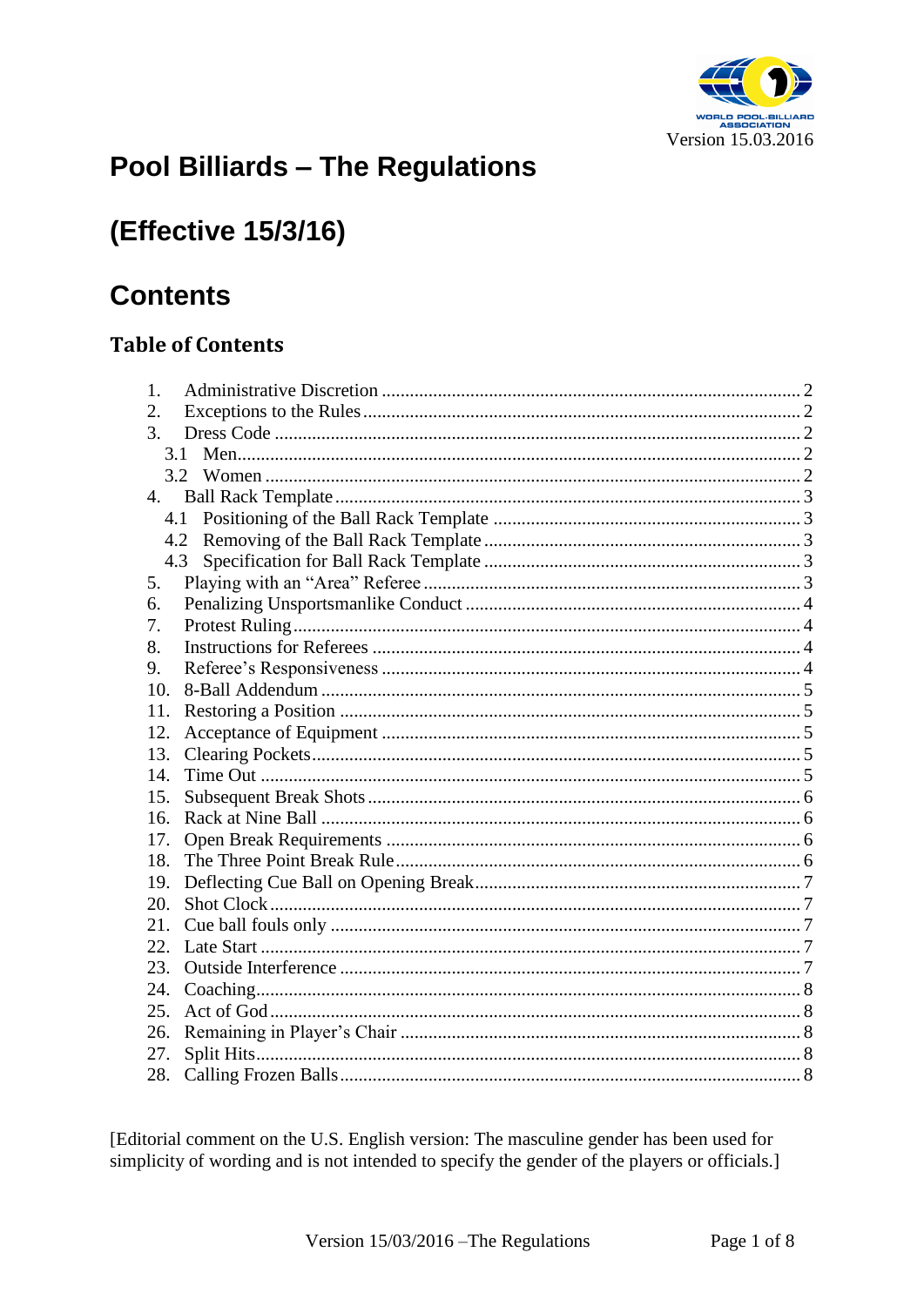Version 15.03.2016

# Pool Billiards – The Regulations

# (Effective 15/3/16)

# Contents

## Table of Contents

1. Administrative Discretion ........ 2
2. Exceptions to the Rules ........ 2
3. Dress Code ........ 2
   - 3.1 Men ........ 2
   - 3.2 Women ........ 2
4. Ball Rack Template ........ 3
   - 4.1 Positioning of the Ball Rack Template ........ 3
   - 4.2 Removing of the Ball Rack Template ........ 3
   - 4.3 Specification for Ball Rack Template ........ 3
5. Playing with an “Area” Referee ........ 3
6. Penalizing Unsportsmanlike Conduct ........ 4
7. Protest Ruling ........ 4
8. Instructions for Referees ........ 4
9. Referee’s Responsiveness ........ 4
10. 8-Ball Addendum ........ 5
11. Restoring a Position ........ 5
12. Acceptance of Equipment ........ 5
13. Clearing Pockets ........ 5
14. Time Out ........ 5
15. Subsequent Break Shots ........ 6
16. Rack at Nine Ball ........ 6
17. Open Break Requirements ........ 6
18. The Three Point Break Rule ........ 6
19. Deflecting Cue Ball on Opening Break ........ 7
20. Shot Clock ........ 7
21. Cue ball fouls only ........ 7
22. Late Start ........ 7
23. Outside Interference ........ 7
24. Coaching ........ 8
25. Act of God ........ 8
26. Remaining in Player’s Chair ........ 8
27. Split Hits ........ 8
28. Calling Frozen Balls ........ 8

[Editorial comment on the U.S. English version: The masculine gender has been used for simplicity of wording and is not intended to specify the gender of the players or officials.]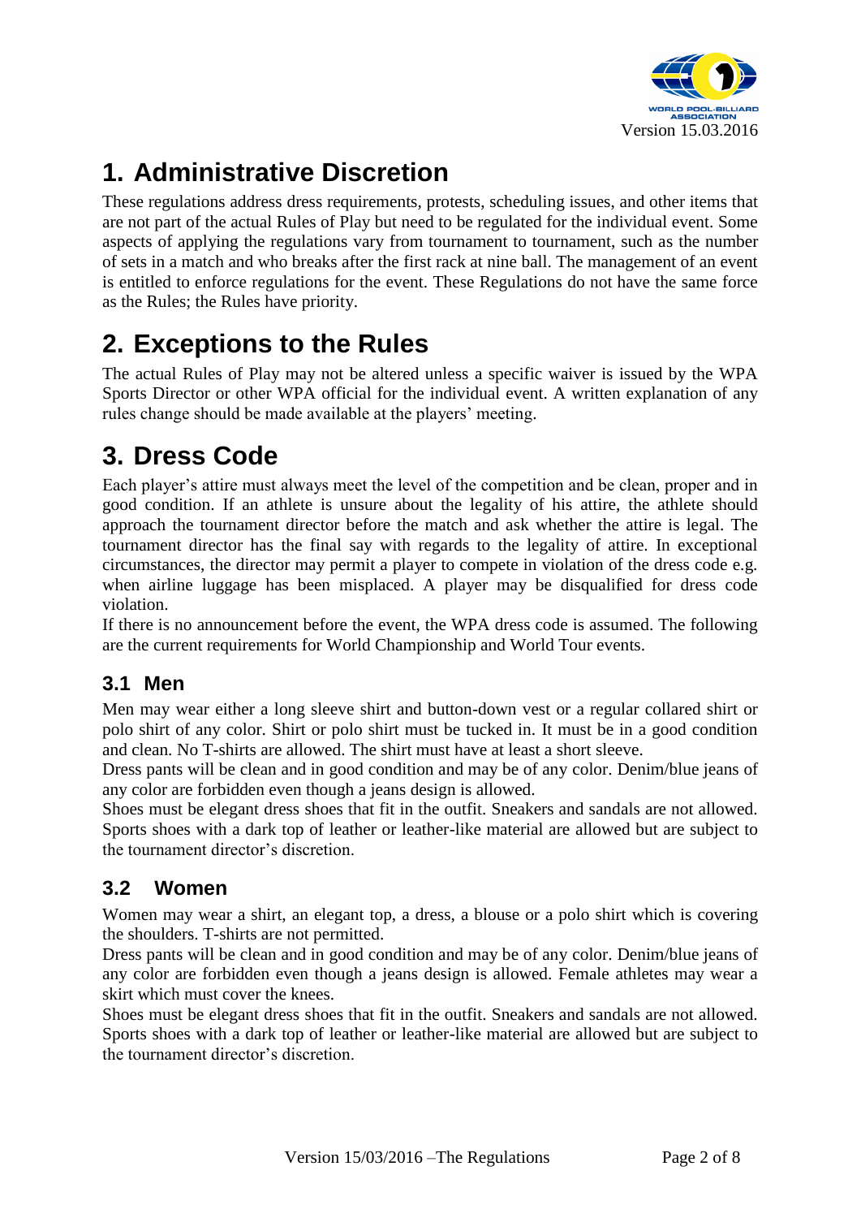# 1. Administrative Discretion

These regulations address dress requirements, protests, scheduling issues, and other items that are not part of the actual Rules of Play but need to be regulated for the individual event. Some aspects of applying the regulations vary from tournament to tournament, such as the number of sets in a match and who breaks after the first rack at nine ball. The management of an event is entitled to enforce regulations for the event. These Regulations do not have the same force as the Rules; the Rules have priority.

# 2. Exceptions to the Rules

The actual Rules of Play may not be altered unless a specific waiver is issued by the WPA Sports Director or other WPA official for the individual event. A written explanation of any rules change should be made available at the players' meeting.

# 3. Dress Code

Each player's attire must always meet the level of the competition and be clean, proper and in good condition. If an athlete is unsure about the legality of his attire, the athlete should approach the tournament director before the match and ask whether the attire is legal. The tournament director has the final say with regards to the legality of attire. In exceptional circumstances, the director may permit a player to compete in violation of the dress code e.g. when airline luggage has been misplaced. A player may be disqualified for dress code violation.

If there is no announcement before the event, the WPA dress code is assumed. The following are the current requirements for World Championship and World Tour events.

## 3.1 Men

Men may wear either a long sleeve shirt and button-down vest or a regular collared shirt or polo shirt of any color. Shirt or polo shirt must be tucked in. It must be in a good condition and clean. No T-shirts are allowed. The shirt must have at least a short sleeve.

Dress pants will be clean and in good condition and may be of any color. Denim/blue jeans of any color are forbidden even though a jeans design is allowed.

Shoes must be elegant dress shoes that fit in the outfit. Sneakers and sandals are not allowed. Sports shoes with a dark top of leather or leather-like material are allowed but are subject to the tournament director's discretion.

## 3.2 Women

Women may wear a shirt, an elegant top, a dress, a blouse or a polo shirt which is covering the shoulders. T-shirts are not permitted.

Dress pants will be clean and in good condition and may be of any color. Denim/blue jeans of any color are forbidden even though a jeans design is allowed. Female athletes may wear a skirt which must cover the knees.

Shoes must be elegant dress shoes that fit in the outfit. Sneakers and sandals are not allowed. Sports shoes with a dark top of leather or leather-like material are allowed but are subject to the tournament director's discretion.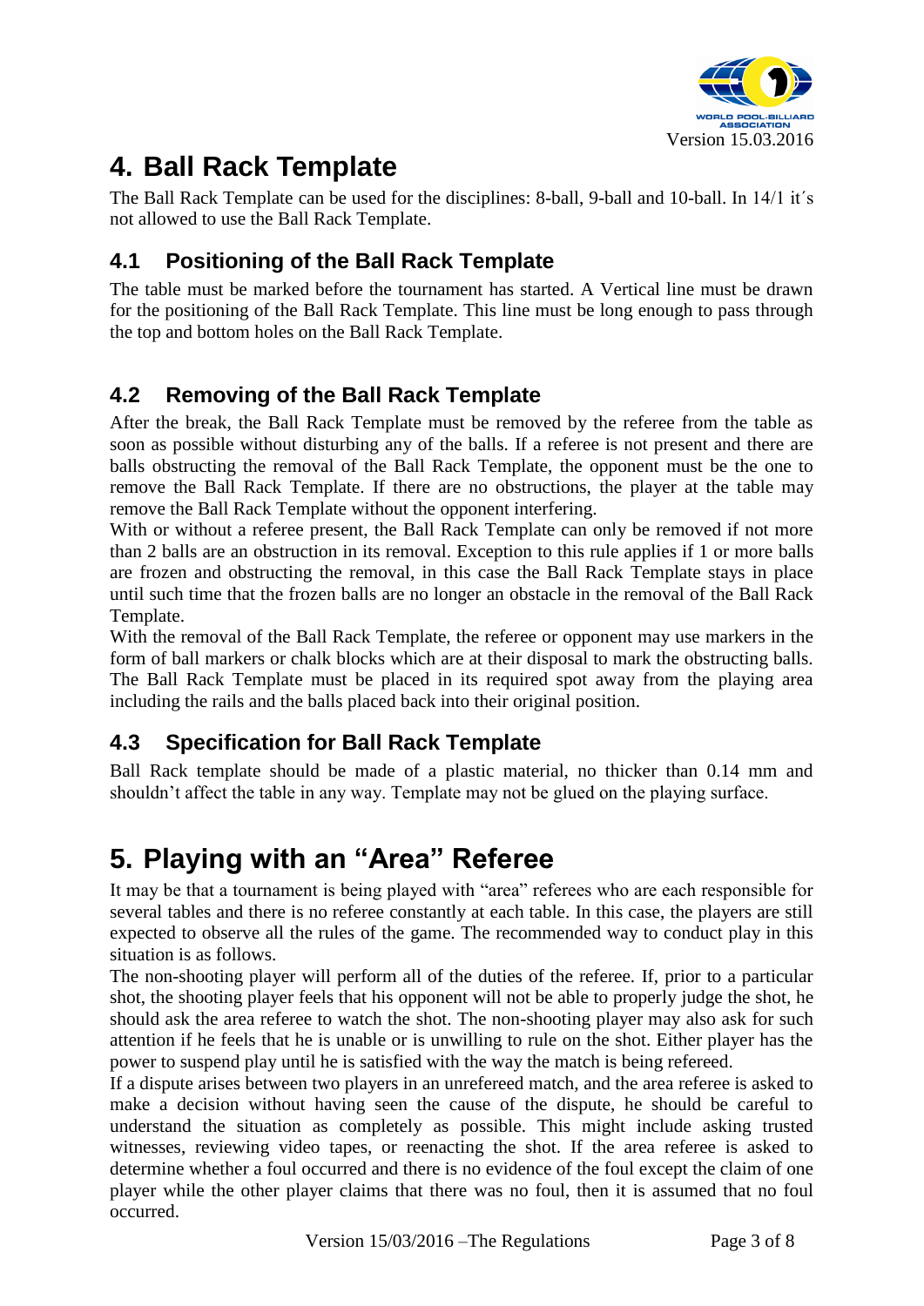# 4. Ball Rack Template

The Ball Rack Template can be used for the disciplines: 8-ball, 9-ball and 10-ball. In 14/1 it´s not allowed to use the Ball Rack Template.

## 4.1 Positioning of the Ball Rack Template

The table must be marked before the tournament has started. A Vertical line must be drawn for the positioning of the Ball Rack Template. This line must be long enough to pass through the top and bottom holes on the Ball Rack Template.

## 4.2 Removing of the Ball Rack Template

After the break, the Ball Rack Template must be removed by the referee from the table as soon as possible without disturbing any of the balls. If a referee is not present and there are balls obstructing the removal of the Ball Rack Template, the opponent must be the one to remove the Ball Rack Template. If there are no obstructions, the player at the table may remove the Ball Rack Template without the opponent interfering.

With or without a referee present, the Ball Rack Template can only be removed if not more than 2 balls are an obstruction in its removal. Exception to this rule applies if 1 or more balls are frozen and obstructing the removal, in this case the Ball Rack Template stays in place until such time that the frozen balls are no longer an obstacle in the removal of the Ball Rack Template.

With the removal of the Ball Rack Template, the referee or opponent may use markers in the form of ball markers or chalk blocks which are at their disposal to mark the obstructing balls. The Ball Rack Template must be placed in its required spot away from the playing area including the rails and the balls placed back into their original position.

## 4.3 Specification for Ball Rack Template

Ball Rack template should be made of a plastic material, no thicker than 0.14 mm and shouldn’t affect the table in any way. Template may not be glued on the playing surface.

# 5. Playing with an “Area” Referee

It may be that a tournament is being played with “area” referees who are each responsible for several tables and there is no referee constantly at each table. In this case, the players are still expected to observe all the rules of the game. The recommended way to conduct play in this situation is as follows.

The non-shooting player will perform all of the duties of the referee. If, prior to a particular shot, the shooting player feels that his opponent will not be able to properly judge the shot, he should ask the area referee to watch the shot. The non-shooting player may also ask for such attention if he feels that he is unable or is unwilling to rule on the shot. Either player has the power to suspend play until he is satisfied with the way the match is being refereed.

If a dispute arises between two players in an unrefereed match, and the area referee is asked to make a decision without having seen the cause of the dispute, he should be careful to understand the situation as completely as possible. This might include asking trusted witnesses, reviewing video tapes, or reenacting the shot. If the area referee is asked to determine whether a foul occurred and there is no evidence of the foul except the claim of one player while the other player claims that there was no foul, then it is assumed that no foul occurred.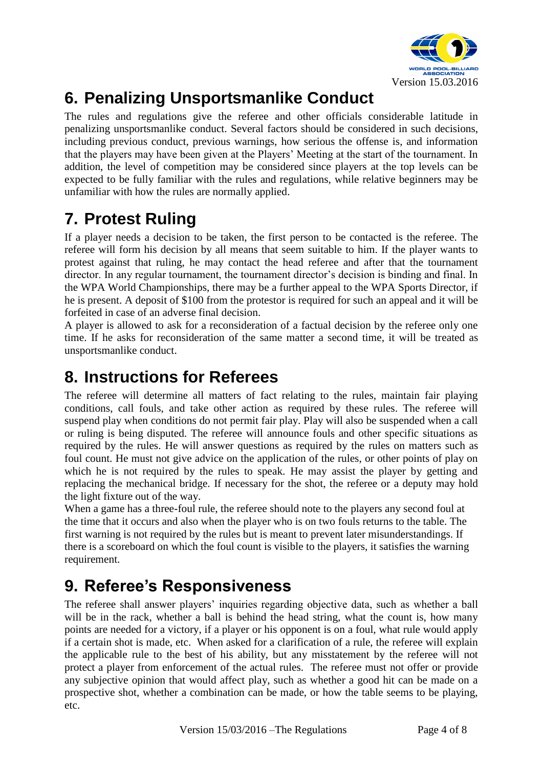## 6. Penalizing Unsportsmanlike Conduct

The rules and regulations give the referee and other officials considerable latitude in penalizing unsportsmanlike conduct. Several factors should be considered in such decisions, including previous conduct, previous warnings, how serious the offense is, and information that the players may have been given at the Players' Meeting at the start of the tournament. In addition, the level of competition may be considered since players at the top levels can be expected to be fully familiar with the rules and regulations, while relative beginners may be unfamiliar with how the rules are normally applied.

## 7. Protest Ruling

If a player needs a decision to be taken, the first person to be contacted is the referee. The referee will form his decision by all means that seem suitable to him. If the player wants to protest against that ruling, he may contact the head referee and after that the tournament director. In any regular tournament, the tournament director's decision is binding and final. In the WPA World Championships, there may be a further appeal to the WPA Sports Director, if he is present. A deposit of $100 from the protestor is required for such an appeal and it will be forfeited in case of an adverse final decision.

A player is allowed to ask for a reconsideration of a factual decision by the referee only one time. If he asks for reconsideration of the same matter a second time, it will be treated as unsportsmanlike conduct.

## 8. Instructions for Referees

The referee will determine all matters of fact relating to the rules, maintain fair playing conditions, call fouls, and take other action as required by these rules. The referee will suspend play when conditions do not permit fair play. Play will also be suspended when a call or ruling is being disputed. The referee will announce fouls and other specific situations as required by the rules. He will answer questions as required by the rules on matters such as foul count. He must not give advice on the application of the rules, or other points of play on which he is not required by the rules to speak. He may assist the player by getting and replacing the mechanical bridge. If necessary for the shot, the referee or a deputy may hold the light fixture out of the way.

When a game has a three-foul rule, the referee should note to the players any second foul at the time that it occurs and also when the player who is on two fouls returns to the table. The first warning is not required by the rules but is meant to prevent later misunderstandings. If there is a scoreboard on which the foul count is visible to the players, it satisfies the warning requirement.

## 9. Referee's Responsiveness

The referee shall answer players' inquiries regarding objective data, such as whether a ball will be in the rack, whether a ball is behind the head string, what the count is, how many points are needed for a victory, if a player or his opponent is on a foul, what rule would apply if a certain shot is made, etc. When asked for a clarification of a rule, the referee will explain the applicable rule to the best of his ability, but any misstatement by the referee will not protect a player from enforcement of the actual rules. The referee must not offer or provide any subjective opinion that would affect play, such as whether a good hit can be made on a prospective shot, whether a combination can be made, or how the table seems to be playing, etc.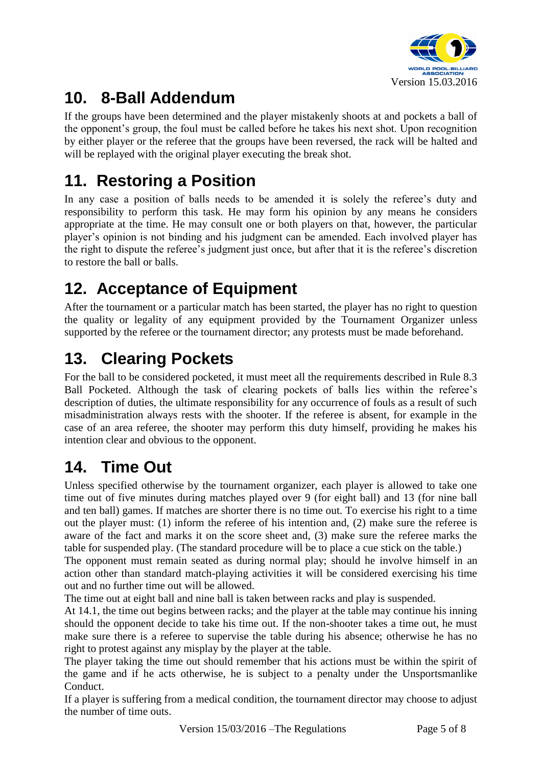## 10. 8-Ball Addendum

If the groups have been determined and the player mistakenly shoots at and pockets a ball of the opponent's group, the foul must be called before he takes his next shot. Upon recognition by either player or the referee that the groups have been reversed, the rack will be halted and will be replayed with the original player executing the break shot.

## 11. Restoring a Position

In any case a position of balls needs to be amended it is solely the referee's duty and responsibility to perform this task. He may form his opinion by any means he considers appropriate at the time. He may consult one or both players on that, however, the particular player's opinion is not binding and his judgment can be amended. Each involved player has the right to dispute the referee's judgment just once, but after that it is the referee's discretion to restore the ball or balls.

## 12. Acceptance of Equipment

After the tournament or a particular match has been started, the player has no right to question the quality or legality of any equipment provided by the Tournament Organizer unless supported by the referee or the tournament director; any protests must be made beforehand.

## 13. Clearing Pockets

For the ball to be considered pocketed, it must meet all the requirements described in Rule 8.3 Ball Pocketed. Although the task of clearing pockets of balls lies within the referee's description of duties, the ultimate responsibility for any occurrence of fouls as a result of such misadministration always rests with the shooter. If the referee is absent, for example in the case of an area referee, the shooter may perform this duty himself, providing he makes his intention clear and obvious to the opponent.

## 14. Time Out

Unless specified otherwise by the tournament organizer, each player is allowed to take one time out of five minutes during matches played over 9 (for eight ball) and 13 (for nine ball and ten ball) games. If matches are shorter there is no time out. To exercise his right to a time out the player must: (1) inform the referee of his intention and, (2) make sure the referee is aware of the fact and marks it on the score sheet and, (3) make sure the referee marks the table for suspended play. (The standard procedure will be to place a cue stick on the table.)

The opponent must remain seated as during normal play; should he involve himself in an action other than standard match-playing activities it will be considered exercising his time out and no further time out will be allowed.

The time out at eight ball and nine ball is taken between racks and play is suspended.

At 14.1, the time out begins between racks; and the player at the table may continue his inning should the opponent decide to take his time out. If the non-shooter takes a time out, he must make sure there is a referee to supervise the table during his absence; otherwise he has no right to protest against any misplay by the player at the table.

The player taking the time out should remember that his actions must be within the spirit of the game and if he acts otherwise, he is subject to a penalty under the Unsportsmanlike Conduct.

If a player is suffering from a medical condition, the tournament director may choose to adjust the number of time outs.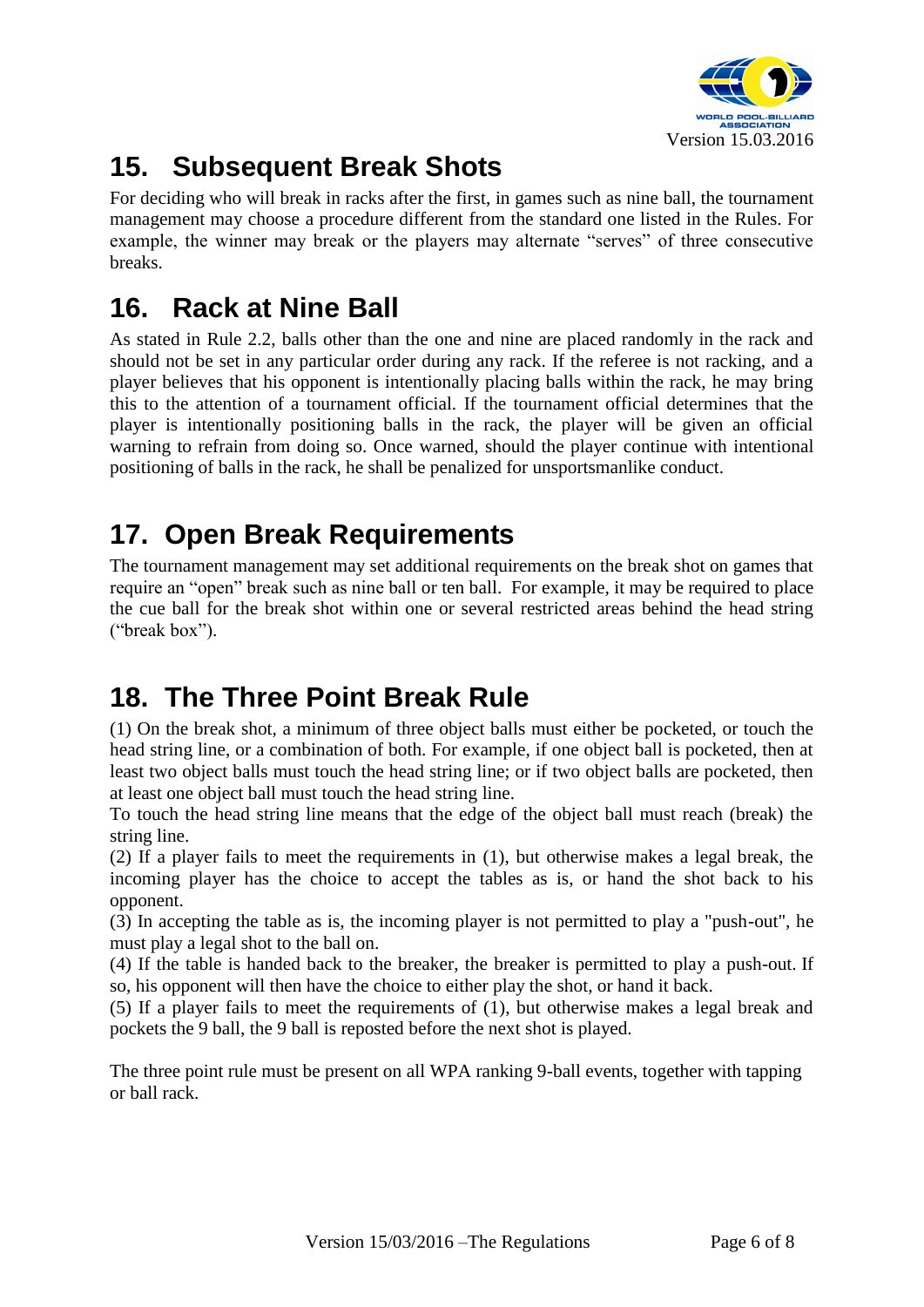## 15. Subsequent Break Shots

For deciding who will break in racks after the first, in games such as nine ball, the tournament management may choose a procedure different from the standard one listed in the Rules. For example, the winner may break or the players may alternate "serves" of three consecutive breaks.

## 16. Rack at Nine Ball

As stated in Rule 2.2, balls other than the one and nine are placed randomly in the rack and should not be set in any particular order during any rack. If the referee is not racking, and a player believes that his opponent is intentionally placing balls within the rack, he may bring this to the attention of a tournament official. If the tournament official determines that the player is intentionally positioning balls in the rack, the player will be given an official warning to refrain from doing so. Once warned, should the player continue with intentional positioning of balls in the rack, he shall be penalized for unsportsmanlike conduct.

## 17. Open Break Requirements

The tournament management may set additional requirements on the break shot on games that require an "open" break such as nine ball or ten ball. For example, it may be required to place the cue ball for the break shot within one or several restricted areas behind the head string ("break box").

## 18. The Three Point Break Rule

(1) On the break shot, a minimum of three object balls must either be pocketed, or touch the head string line, or a combination of both. For example, if one object ball is pocketed, then at least two object balls must touch the head string line; or if two object balls are pocketed, then at least one object ball must touch the head string line.

To touch the head string line means that the edge of the object ball must reach (break) the string line.

(2) If a player fails to meet the requirements in (1), but otherwise makes a legal break, the incoming player has the choice to accept the tables as is, or hand the shot back to his opponent.

(3) In accepting the table as is, the incoming player is not permitted to play a "push-out", he must play a legal shot to the ball on.

(4) If the table is handed back to the breaker, the breaker is permitted to play a push-out. If so, his opponent will then have the choice to either play the shot, or hand it back.

(5) If a player fails to meet the requirements of (1), but otherwise makes a legal break and pockets the 9 ball, the 9 ball is reposted before the next shot is played.

The three point rule must be present on all WPA ranking 9-ball events, together with tapping or ball rack.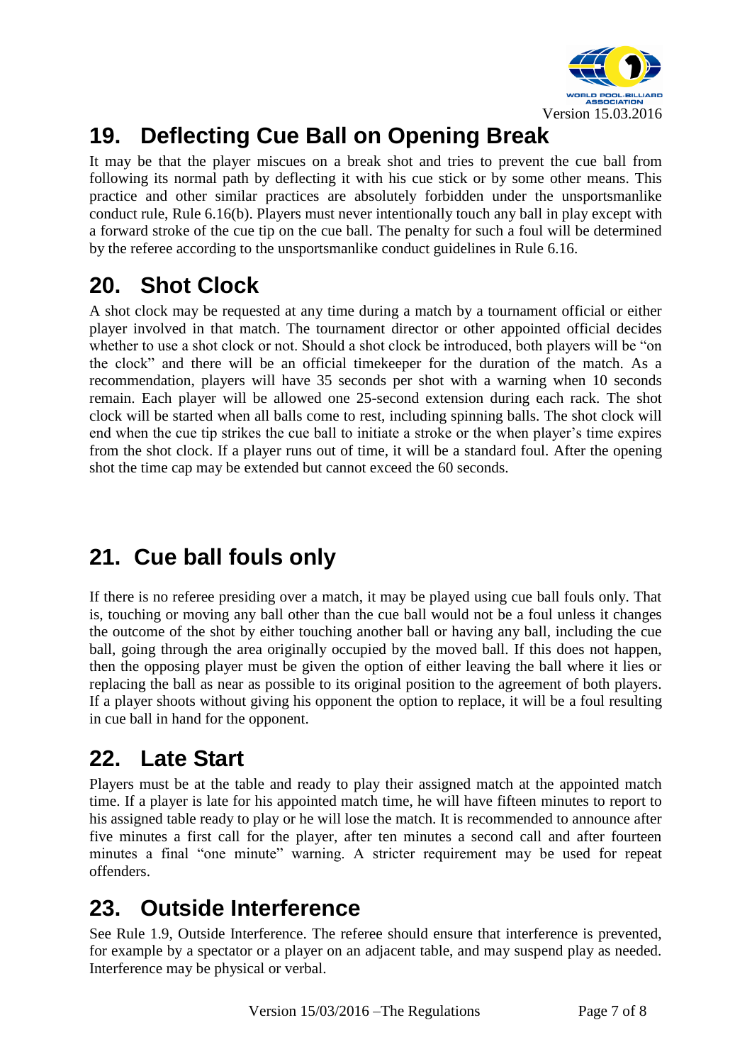## 19. Deflecting Cue Ball on Opening Break

It may be that the player miscues on a break shot and tries to prevent the cue ball from following its normal path by deflecting it with his cue stick or by some other means. This practice and other similar practices are absolutely forbidden under the unsportsmanlike conduct rule, Rule 6.16(b). Players must never intentionally touch any ball in play except with a forward stroke of the cue tip on the cue ball. The penalty for such a foul will be determined by the referee according to the unsportsmanlike conduct guidelines in Rule 6.16.

## 20. Shot Clock

A shot clock may be requested at any time during a match by a tournament official or either player involved in that match. The tournament director or other appointed official decides whether to use a shot clock or not. Should a shot clock be introduced, both players will be "on the clock" and there will be an official timekeeper for the duration of the match. As a recommendation, players will have 35 seconds per shot with a warning when 10 seconds remain. Each player will be allowed one 25-second extension during each rack. The shot clock will be started when all balls come to rest, including spinning balls. The shot clock will end when the cue tip strikes the cue ball to initiate a stroke or the when player's time expires from the shot clock. If a player runs out of time, it will be a standard foul. After the opening shot the time cap may be extended but cannot exceed the 60 seconds.

## 21. Cue ball fouls only

If there is no referee presiding over a match, it may be played using cue ball fouls only. That is, touching or moving any ball other than the cue ball would not be a foul unless it changes the outcome of the shot by either touching another ball or having any ball, including the cue ball, going through the area originally occupied by the moved ball. If this does not happen, then the opposing player must be given the option of either leaving the ball where it lies or replacing the ball as near as possible to its original position to the agreement of both players. If a player shoots without giving his opponent the option to replace, it will be a foul resulting in cue ball in hand for the opponent.

## 22. Late Start

Players must be at the table and ready to play their assigned match at the appointed match time. If a player is late for his appointed match time, he will have fifteen minutes to report to his assigned table ready to play or he will lose the match. It is recommended to announce after five minutes a first call for the player, after ten minutes a second call and after fourteen minutes a final "one minute" warning. A stricter requirement may be used for repeat offenders.

## 23. Outside Interference

See Rule 1.9, Outside Interference. The referee should ensure that interference is prevented, for example by a spectator or a player on an adjacent table, and may suspend play as needed. Interference may be physical or verbal.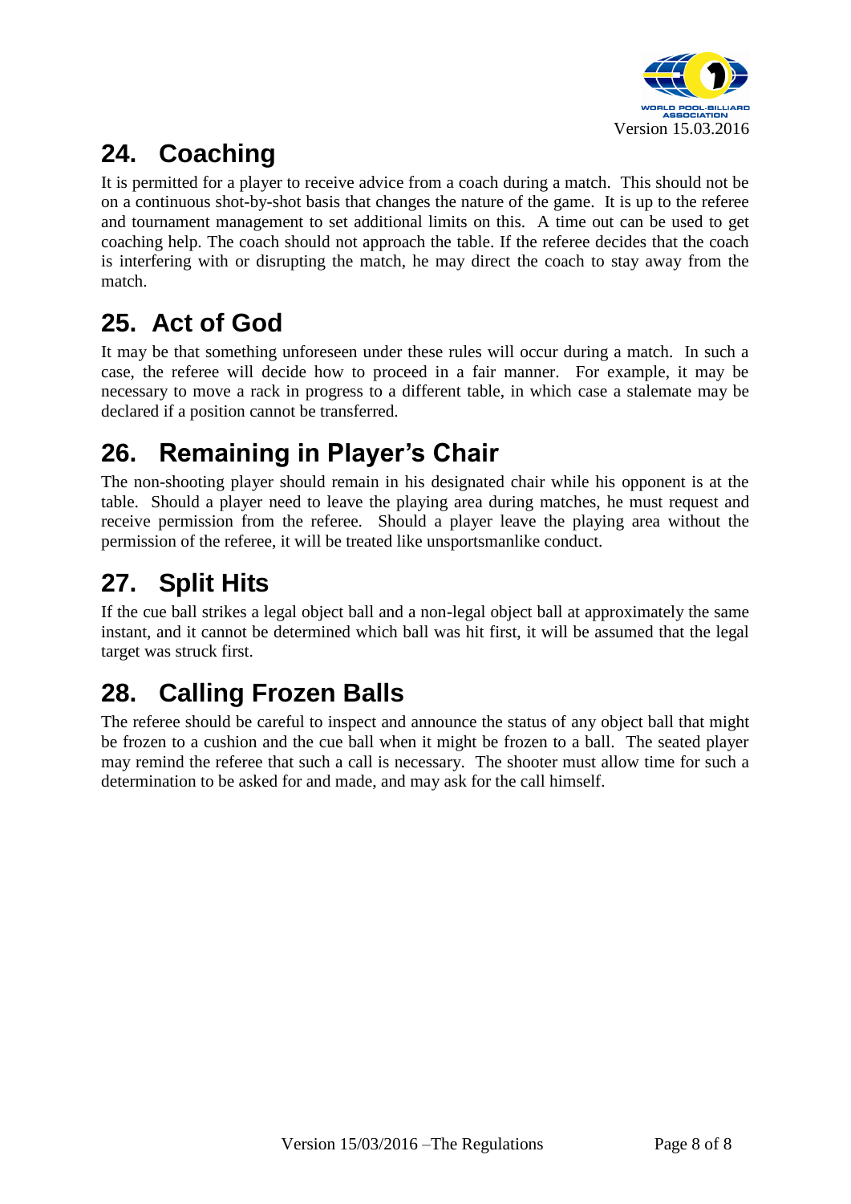## 24. Coaching

It is permitted for a player to receive advice from a coach during a match. This should not be on a continuous shot-by-shot basis that changes the nature of the game. It is up to the referee and tournament management to set additional limits on this. A time out can be used to get coaching help. The coach should not approach the table. If the referee decides that the coach is interfering with or disrupting the match, he may direct the coach to stay away from the match.

## 25. Act of God

It may be that something unforeseen under these rules will occur during a match. In such a case, the referee will decide how to proceed in a fair manner. For example, it may be necessary to move a rack in progress to a different table, in which case a stalemate may be declared if a position cannot be transferred.

## 26. Remaining in Player's Chair

The non-shooting player should remain in his designated chair while his opponent is at the table. Should a player need to leave the playing area during matches, he must request and receive permission from the referee. Should a player leave the playing area without the permission of the referee, it will be treated like unsportsmanlike conduct.

## 27. Split Hits

If the cue ball strikes a legal object ball and a non-legal object ball at approximately the same instant, and it cannot be determined which ball was hit first, it will be assumed that the legal target was struck first.

## 28. Calling Frozen Balls

The referee should be careful to inspect and announce the status of any object ball that might be frozen to a cushion and the cue ball when it might be frozen to a ball. The seated player may remind the referee that such a call is necessary. The shooter must allow time for such a determination to be asked for and made, and may ask for the call himself.